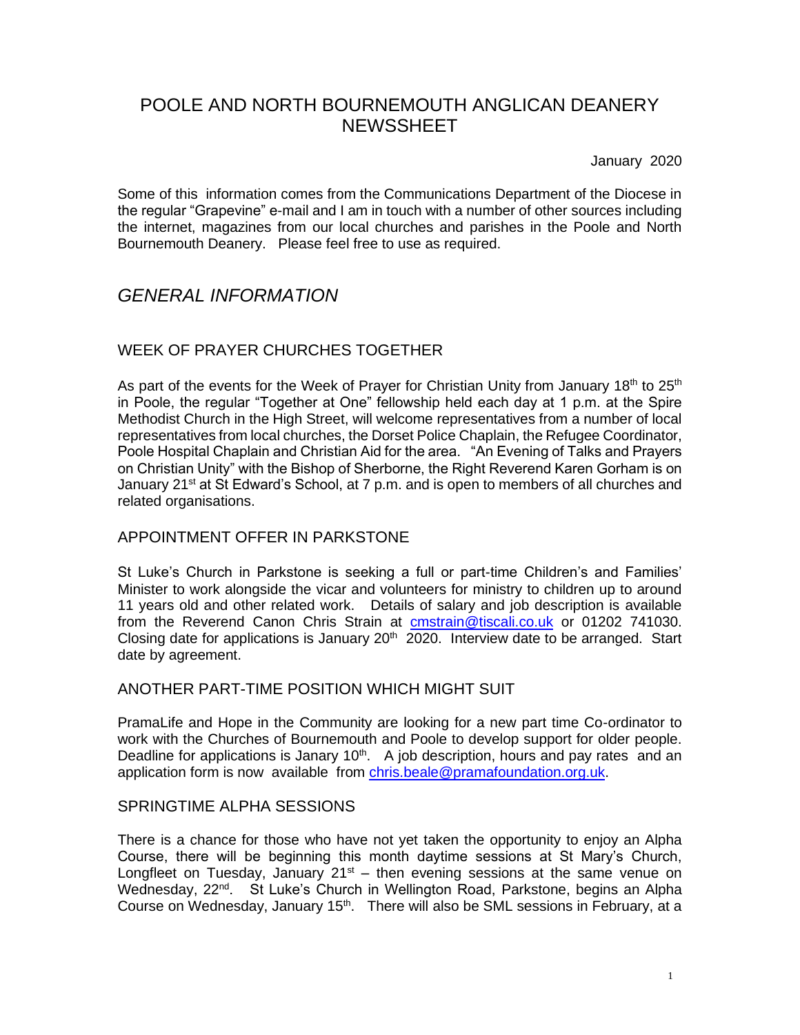# POOLE AND NORTH BOURNEMOUTH ANGLICAN DEANERY NEWSSHEET

January 2020

Some of this information comes from the Communications Department of the Diocese in the regular "Grapevine" e-mail and I am in touch with a number of other sources including the internet, magazines from our local churches and parishes in the Poole and North Bournemouth Deanery. Please feel free to use as required.

## *GENERAL INFORMATION*

### WEEK OF PRAYER CHURCHES TOGETHER

As part of the events for the Week of Prayer for Christian Unity from January 18th to 25th in Poole, the regular "Together at One" fellowship held each day at 1 p.m. at the Spire Methodist Church in the High Street, will welcome representatives from a number of local representatives from local churches, the Dorset Police Chaplain, the Refugee Coordinator, Poole Hospital Chaplain and Christian Aid for the area. "An Evening of Talks and Prayers on Christian Unity" with the Bishop of Sherborne, the Right Reverend Karen Gorham is on January 21st at St Edward's School, at 7 p.m. and is open to members of all churches and related organisations.

### APPOINTMENT OFFER IN PARKSTONE

St Luke's Church in Parkstone is seeking a full or part-time Children's and Families' Minister to work alongside the vicar and volunteers for ministry to children up to around 11 years old and other related work. Details of salary and job description is available from the Reverend Canon Chris Strain at cmstrain@tiscali.co.uk or 01202 741030. Closing date for applications is January 20th 2020. Interview date to be arranged. Start date by agreement.

### ANOTHER PART-TIME POSITION WHICH MIGHT SUIT

PramaLife and Hope in the Community are looking for a new part time Co-ordinator to work with the Churches of Bournemouth and Poole to develop support for older people. Deadline for applications is Janary 10th. A job description, hours and pay rates and an application form is now available from chris.beale@pramafoundation.org.uk.

### SPRINGTIME ALPHA SESSIONS

There is a chance for those who have not yet taken the opportunity to enjoy an Alpha Course, there will be beginning this month daytime sessions at St Mary's Church, Longfleet on Tuesday, January 21st – then evening sessions at the same venue on Wednesday, 22nd. St Luke's Church in Wellington Road, Parkstone, begins an Alpha Course on Wednesday, January 15th. There will also be SML sessions in February, at a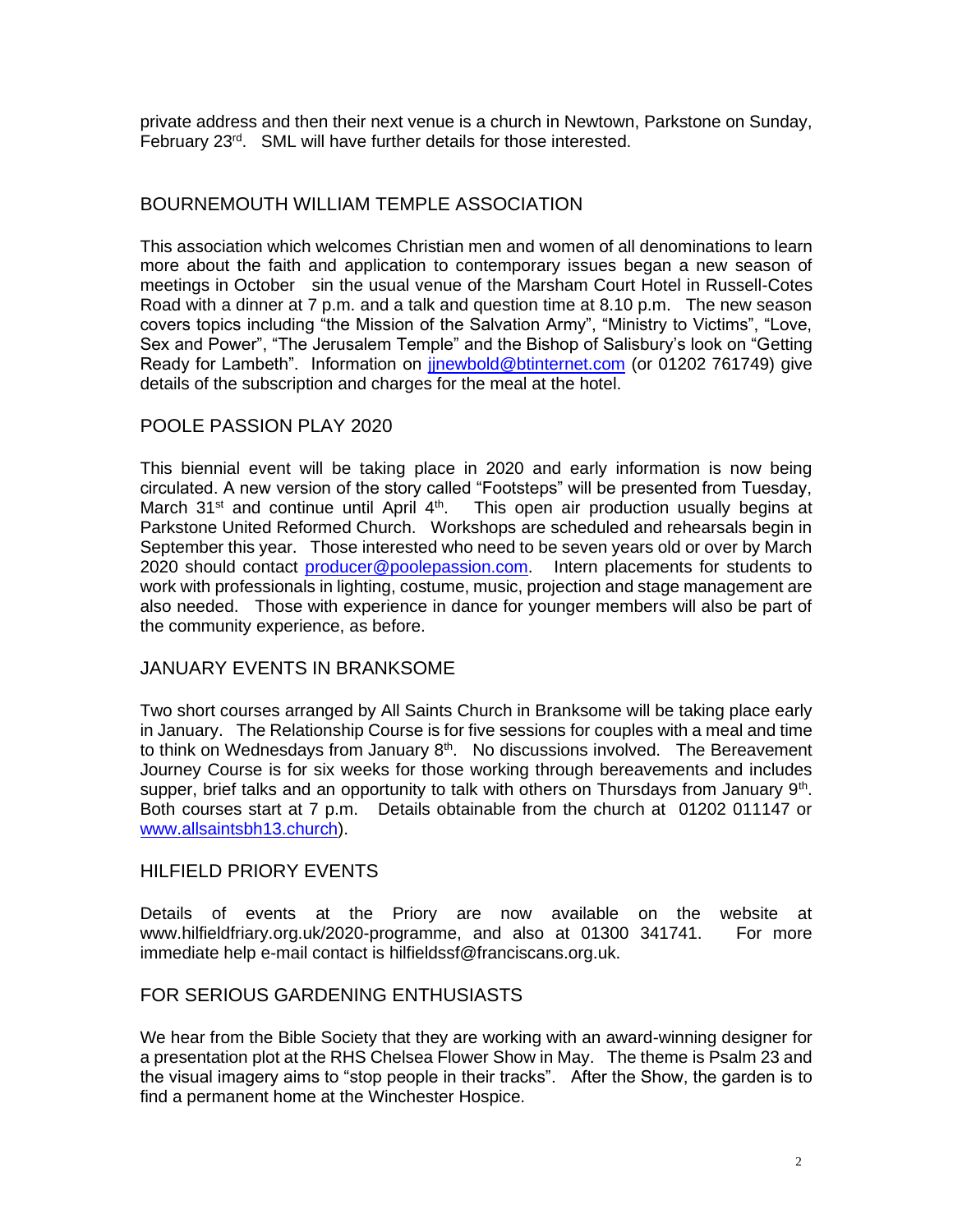private address and then their next venue is a church in Newtown, Parkstone on Sunday, February 23rd. SML will have further details for those interested.

## BOURNEMOUTH WILLIAM TEMPLE ASSOCIATION

This association which welcomes Christian men and women of all denominations to learn more about the faith and application to contemporary issues began a new season of meetings in October sin the usual venue of the Marsham Court Hotel in Russell-Cotes Road with a dinner at 7 p.m. and a talk and question time at 8.10 p.m. The new season covers topics including "the Mission of the Salvation Army", "Ministry to Victims", "Love, Sex and Power", "The Jerusalem Temple" and the Bishop of Salisbury's look on "Getting Ready for Lambeth". Information on jjnewbold@btinternet.com (or 01202 761749) give details of the subscription and charges for the meal at the hotel.

## POOLE PASSION PLAY 2020

This biennial event will be taking place in 2020 and early information is now being circulated. A new version of the story called "Footsteps" will be presented from Tuesday, March 31st and continue until April 4th. This open air production usually begins at Parkstone United Reformed Church. Workshops are scheduled and rehearsals begin in September this year. Those interested who need to be seven years old or over by March 2020 should contact producer@poolepassion.com. Intern placements for students to work with professionals in lighting, costume, music, projection and stage management are also needed. Those with experience in dance for younger members will also be part of the community experience, as before.

## JANUARY EVENTS IN BRANKSOME

Two short courses arranged by All Saints Church in Branksome will be taking place early in January. The Relationship Course is for five sessions for couples with a meal and time to think on Wednesdays from January 8th. No discussions involved. The Bereavement Journey Course is for six weeks for those working through bereavements and includes supper, brief talks and an opportunity to talk with others on Thursdays from January 9th. Both courses start at 7 p.m. Details obtainable from the church at 01202 011147 or www.allsaintsbh13.church).

## HILFIELD PRIORY EVENTS

Details of events at the Priory are now available on the website at www.hilfieldfriary.org.uk/2020-programme, and also at 01300 341741. For more immediate help e-mail contact is hilfieldssf@franciscans.org.uk.

## FOR SERIOUS GARDENING ENTHUSIASTS

We hear from the Bible Society that they are working with an award-winning designer for a presentation plot at the RHS Chelsea Flower Show in May. The theme is Psalm 23 and the visual imagery aims to "stop people in their tracks". After the Show, the garden is to find a permanent home at the Winchester Hospice.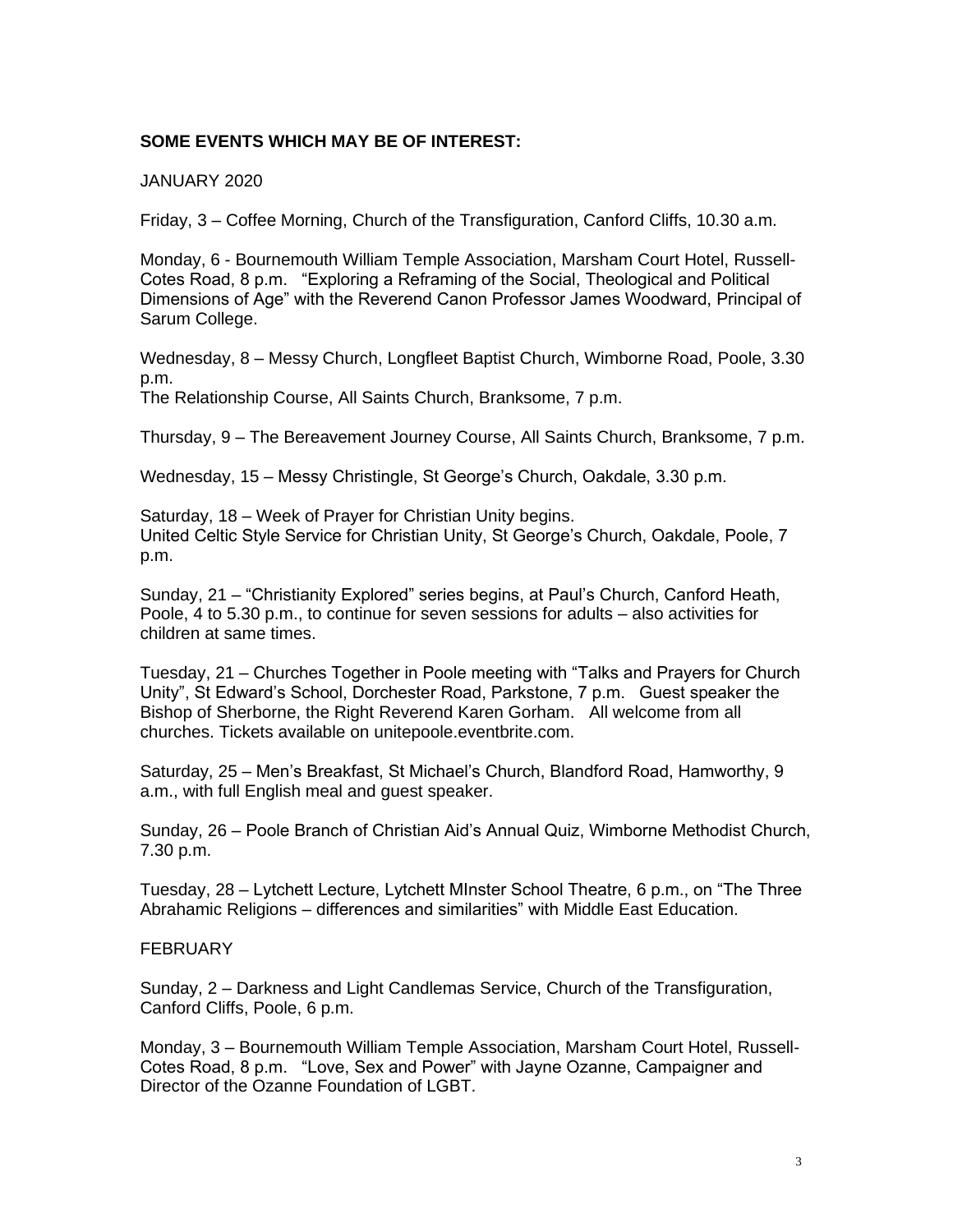**SOME EVENTS WHICH MAY BE OF INTEREST:**

JANUARY 2020

Friday, 3 – Coffee Morning, Church of the Transfiguration, Canford Cliffs, 10.30 a.m.

Monday, 6 - Bournemouth William Temple Association, Marsham Court Hotel, Russell-Cotes Road, 8 p.m. "Exploring a Reframing of the Social, Theological and Political Dimensions of Age" with the Reverend Canon Professor James Woodward, Principal of Sarum College.

Wednesday, 8 – Messy Church, Longfleet Baptist Church, Wimborne Road, Poole, 3.30 p.m.
The Relationship Course, All Saints Church, Branksome, 7 p.m.

Thursday, 9 – The Bereavement Journey Course, All Saints Church, Branksome, 7 p.m.

Wednesday, 15 – Messy Christingle, St George's Church, Oakdale, 3.30 p.m.

Saturday, 18 – Week of Prayer for Christian Unity begins.
United Celtic Style Service for Christian Unity, St George's Church, Oakdale, Poole, 7 p.m.

Sunday, 21 – "Christianity Explored" series begins, at Paul's Church, Canford Heath, Poole, 4 to 5.30 p.m., to continue for seven sessions for adults – also activities for children at same times.

Tuesday, 21 – Churches Together in Poole meeting with "Talks and Prayers for Church Unity", St Edward's School, Dorchester Road, Parkstone, 7 p.m. Guest speaker the Bishop of Sherborne, the Right Reverend Karen Gorham. All welcome from all churches. Tickets available on unitepoole.eventbrite.com.

Saturday, 25 – Men's Breakfast, St Michael's Church, Blandford Road, Hamworthy, 9 a.m., with full English meal and guest speaker.

Sunday, 26 – Poole Branch of Christian Aid's Annual Quiz, Wimborne Methodist Church, 7.30 p.m.

Tuesday, 28 – Lytchett Lecture, Lytchett MInster School Theatre, 6 p.m., on "The Three Abrahamic Religions – differences and similarities" with Middle East Education.

FEBRUARY

Sunday, 2 – Darkness and Light Candlemas Service, Church of the Transfiguration, Canford Cliffs, Poole, 6 p.m.

Monday, 3 – Bournemouth William Temple Association, Marsham Court Hotel, Russell-Cotes Road, 8 p.m. "Love, Sex and Power" with Jayne Ozanne, Campaigner and Director of the Ozanne Foundation of LGBT.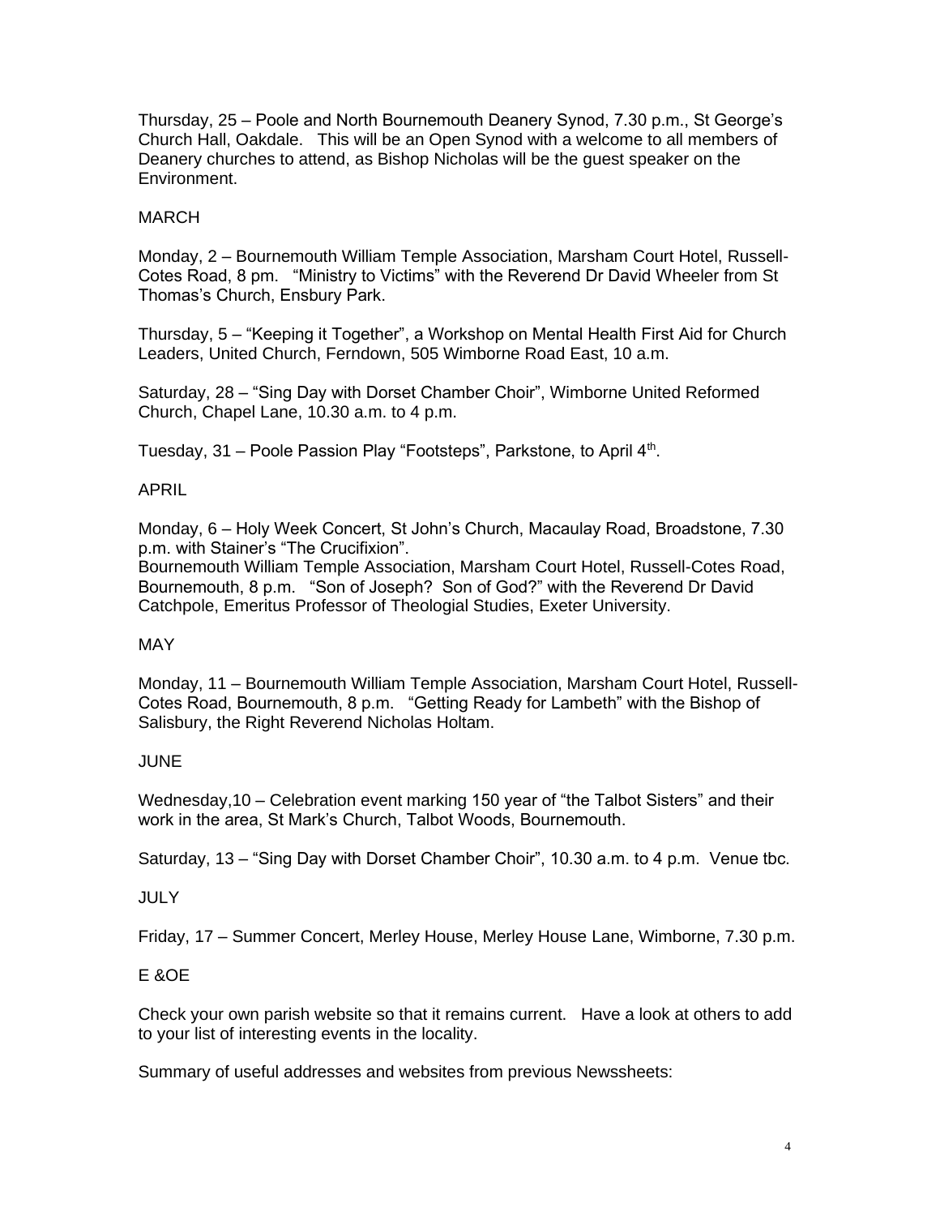Thursday, 25 – Poole and North Bournemouth Deanery Synod, 7.30 p.m., St George's Church Hall, Oakdale. This will be an Open Synod with a welcome to all members of Deanery churches to attend, as Bishop Nicholas will be the guest speaker on the Environment.

MARCH

Monday, 2 – Bournemouth William Temple Association, Marsham Court Hotel, Russell-Cotes Road, 8 pm. "Ministry to Victims" with the Reverend Dr David Wheeler from St Thomas's Church, Ensbury Park.

Thursday, 5 – "Keeping it Together", a Workshop on Mental Health First Aid for Church Leaders, United Church, Ferndown, 505 Wimborne Road East, 10 a.m.

Saturday, 28 – "Sing Day with Dorset Chamber Choir", Wimborne United Reformed Church, Chapel Lane, 10.30 a.m. to 4 p.m.

Tuesday, 31 – Poole Passion Play "Footsteps", Parkstone, to April 4th.

APRIL

Monday, 6 – Holy Week Concert, St John's Church, Macaulay Road, Broadstone, 7.30 p.m. with Stainer's "The Crucifixion".
Bournemouth William Temple Association, Marsham Court Hotel, Russell-Cotes Road, Bournemouth, 8 p.m. "Son of Joseph? Son of God?" with the Reverend Dr David Catchpole, Emeritus Professor of Theologial Studies, Exeter University.

MAY

Monday, 11 – Bournemouth William Temple Association, Marsham Court Hotel, Russell-Cotes Road, Bournemouth, 8 p.m. "Getting Ready for Lambeth" with the Bishop of Salisbury, the Right Reverend Nicholas Holtam.

JUNE

Wednesday,10 – Celebration event marking 150 year of "the Talbot Sisters" and their work in the area, St Mark's Church, Talbot Woods, Bournemouth.

Saturday, 13 – "Sing Day with Dorset Chamber Choir", 10.30 a.m. to 4 p.m. Venue tbc.

JULY

Friday, 17 – Summer Concert, Merley House, Merley House Lane, Wimborne, 7.30 p.m.

E &OE

Check your own parish website so that it remains current. Have a look at others to add to your list of interesting events in the locality.

Summary of useful addresses and websites from previous Newssheets: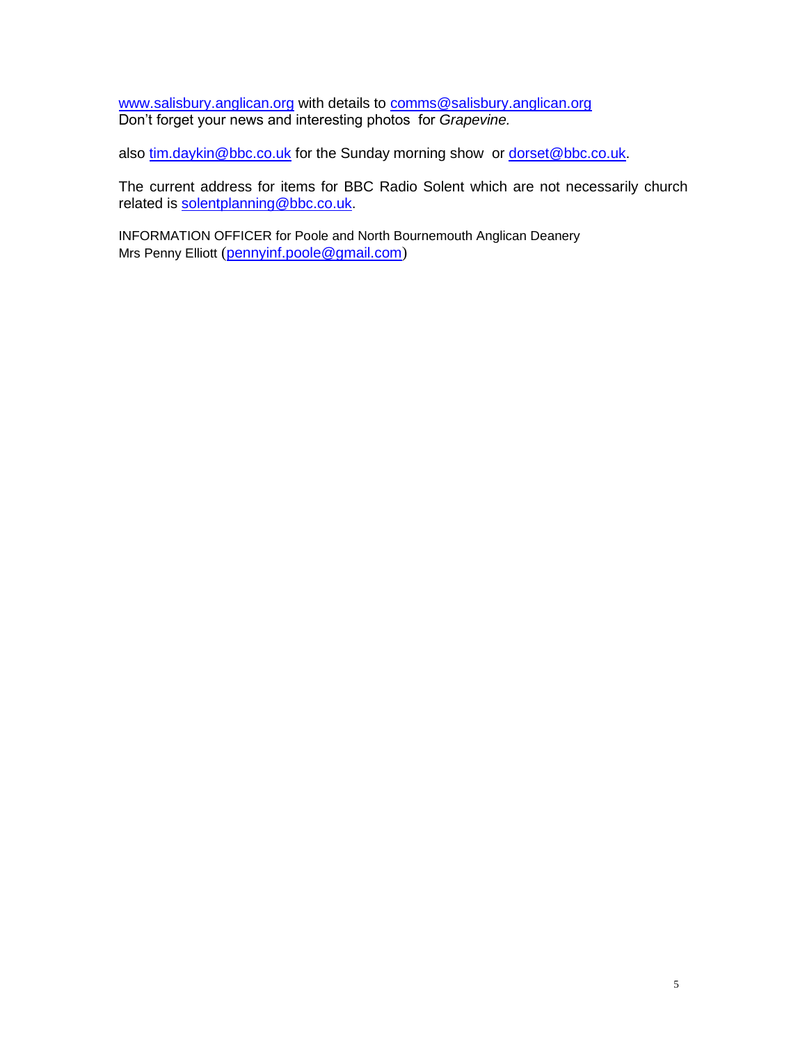[www.salisbury.anglican.org](http://www.salisbury.anglican.org) with details to [comms@salisbury.anglican.org](mailto:comms@salisbury.anglican.org)
Don't forget your news and interesting photos for *Grapevine.*

also [tim.daykin@bbc.co.uk](mailto:tim.daykin@bbc.co.uk) for the Sunday morning show or [dorset@bbc.co.uk](mailto:dorset@bbc.co.uk).

The current address for items for BBC Radio Solent which are not necessarily church related is [solentplanning@bbc.co.uk](mailto:solentplanning@bbc.co.uk).

INFORMATION OFFICER for Poole and North Bournemouth Anglican Deanery
Mrs Penny Elliott ([pennyinf.poole@gmail.com](mailto:pennyinf.poole@gmail.com))